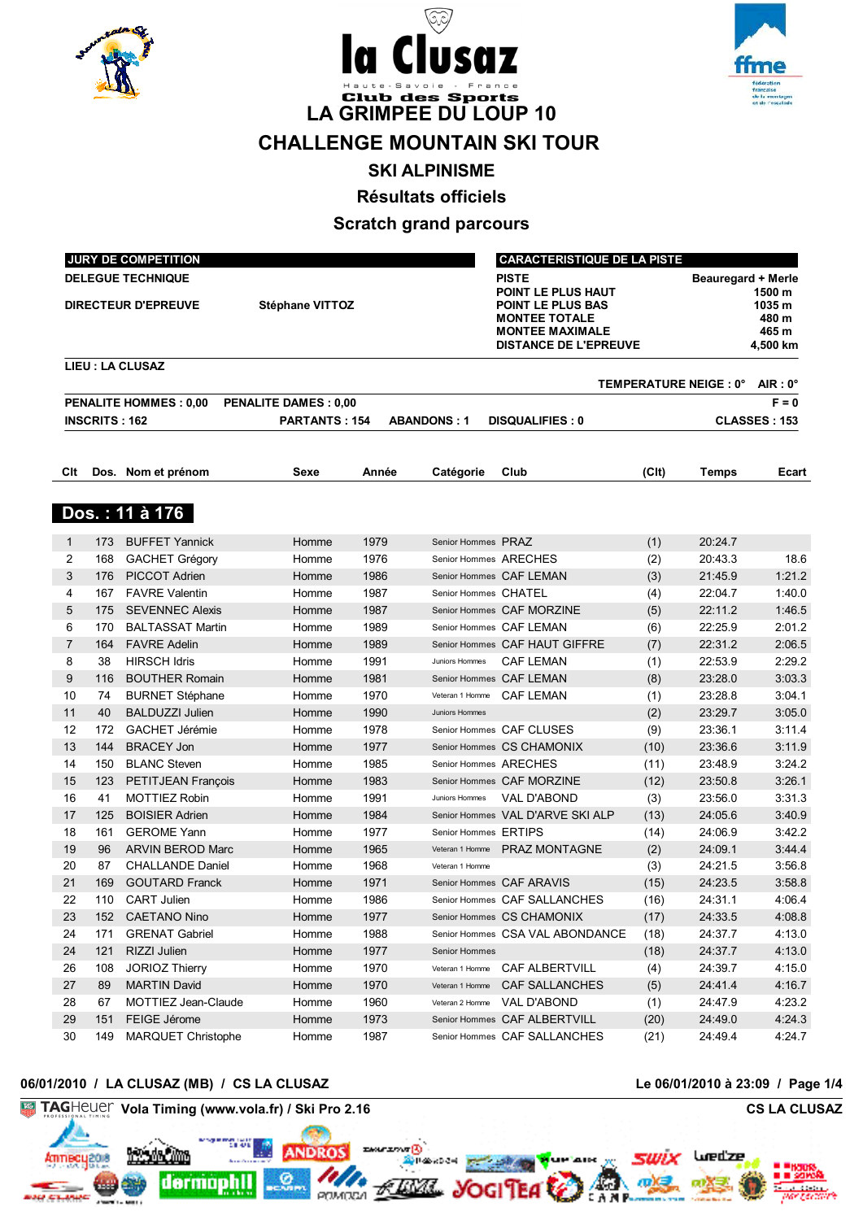la Clusaz

Haute-Savoie - France

Club des Sports

# LA GRIMPEE DU LOUP 10

# CHALLENGE MOUNTAIN SKI TOUR

## SKI ALPINISME

## Résultats officiels

## Scratch grand parcours

| JURY DE COMPETITION | |
|---|---|
| DELEGUE TECHNIQUE | |
| DIRECTEUR D'EPREUVE | Stéphane VITTOZ |

| CARACTERISTIQUE DE LA PISTE | |
|---|---|
| PISTE | Beauregard + Merle |
| POINT LE PLUS HAUT | 1500 m |
| POINT LE PLUS BAS | 1035 m |
| MONTEE TOTALE | 480 m |
| MONTEE MAXIMALE | 465 m |
| DISTANCE DE L'EPREUVE | 4,500 km |

**LIEU : LA CLUSAZ**

**TEMPERATURE NEIGE : 0° AIR : 0°**

**PENALITE HOMMES : 0,00 PENALITE DAMES : 0,00** **F = 0**

**INSCRITS : 162 PARTANTS : 154 ABANDONS : 1 DISQUALIFIES : 0 CLASSES : 153**

**Dos. : 11 à 176**

| Clt | Dos. | Nom et prénom | Sexe | Année | Catégorie | Club | (Clt) | Temps | Ecart |
|---|---|---|---|---|---|---|---|---|---|
| 1 | 173 | BUFFET Yannick | Homme | 1979 | Senior Hommes | PRAZ | (1) | 20:24.7 | |
| 2 | 168 | GACHET Grégory | Homme | 1976 | Senior Hommes | ARECHES | (2) | 20:43.3 | 18.6 |
| 3 | 176 | PICCOT Adrien | Homme | 1986 | Senior Hommes | CAF LEMAN | (3) | 21:45.9 | 1:21.2 |
| 4 | 167 | FAVRE Valentin | Homme | 1987 | Senior Hommes | CHATEL | (4) | 22:04.7 | 1:40.0 |
| 5 | 175 | SEVENNEC Alexis | Homme | 1987 | Senior Hommes | CAF MORZINE | (5) | 22:11.2 | 1:46.5 |
| 6 | 170 | BALTASSAT Martin | Homme | 1989 | Senior Hommes | CAF LEMAN | (6) | 22:25.9 | 2:01.2 |
| 7 | 164 | FAVRE Adelin | Homme | 1989 | Senior Hommes | CAF HAUT GIFFRE | (7) | 22:31.2 | 2:06.5 |
| 8 | 38 | HIRSCH Idris | Homme | 1991 | Juniors Hommes | CAF LEMAN | (1) | 22:53.9 | 2:29.2 |
| 9 | 116 | BOUTHER Romain | Homme | 1981 | Senior Hommes | CAF LEMAN | (8) | 23:28.0 | 3:03.3 |
| 10 | 74 | BURNET Stéphane | Homme | 1970 | Veteran 1 Homme | CAF LEMAN | (1) | 23:28.8 | 3:04.1 |
| 11 | 40 | BALDUZZI Julien | Homme | 1990 | Juniors Hommes | | (2) | 23:29.7 | 3:05.0 |
| 12 | 172 | GACHET Jérémie | Homme | 1978 | Senior Hommes | CAF CLUSES | (9) | 23:36.1 | 3:11.4 |
| 13 | 144 | BRACEY Jon | Homme | 1977 | Senior Hommes | CS CHAMONIX | (10) | 23:36.6 | 3:11.9 |
| 14 | 150 | BLANC Steven | Homme | 1985 | Senior Hommes | ARECHES | (11) | 23:48.9 | 3:24.2 |
| 15 | 123 | PETITJEAN François | Homme | 1983 | Senior Hommes | CAF MORZINE | (12) | 23:50.8 | 3:26.1 |
| 16 | 41 | MOTTIEZ Robin | Homme | 1991 | Juniors Hommes | VAL D'ABOND | (3) | 23:56.0 | 3:31.3 |
| 17 | 125 | BOISIER Adrien | Homme | 1984 | Senior Hommes | VAL D'ARVE SKI ALP | (13) | 24:05.6 | 3:40.9 |
| 18 | 161 | GEROME Yann | Homme | 1977 | Senior Hommes | ERTIPS | (14) | 24:06.9 | 3:42.2 |
| 19 | 96 | ARVIN BEROD Marc | Homme | 1965 | Veteran 1 Homme | PRAZ MONTAGNE | (2) | 24:09.1 | 3:44.4 |
| 20 | 87 | CHALLANDE Daniel | Homme | 1968 | Veteran 1 Homme | | (3) | 24:21.5 | 3:56.8 |
| 21 | 169 | GOUTARD Franck | Homme | 1971 | Senior Hommes | CAF ARAVIS | (15) | 24:23.5 | 3:58.8 |
| 22 | 110 | CART Julien | Homme | 1986 | Senior Hommes | CAF SALLANCHES | (16) | 24:31.1 | 4:06.4 |
| 23 | 152 | CAETANO Nino | Homme | 1977 | Senior Hommes | CS CHAMONIX | (17) | 24:33.5 | 4:08.8 |
| 24 | 171 | GRENAT Gabriel | Homme | 1988 | Senior Hommes | CSA VAL ABONDANCE | (18) | 24:37.7 | 4:13.0 |
| 24 | 121 | RIZZI Julien | Homme | 1977 | Senior Hommes | | (18) | 24:37.7 | 4:13.0 |
| 26 | 108 | JORIOZ Thierry | Homme | 1970 | Veteran 1 Homme | CAF ALBERTVILL | (4) | 24:39.7 | 4:15.0 |
| 27 | 89 | MARTIN David | Homme | 1970 | Veteran 1 Homme | CAF SALLANCHES | (5) | 24:41.4 | 4:16.7 |
| 28 | 67 | MOTTIEZ Jean-Claude | Homme | 1960 | Veteran 2 Homme | VAL D'ABOND | (1) | 24:47.9 | 4:23.2 |
| 29 | 151 | FEIGE Jérome | Homme | 1973 | Senior Hommes | CAF ALBERTVILL | (20) | 24:49.0 | 4:24.3 |
| 30 | 149 | MARQUET Christophe | Homme | 1987 | Senior Hommes | CAF SALLANCHES | (21) | 24:49.4 | 4:24.7 |

06/01/2010 / LA CLUSAZ (MB) / CS LA CLUSAZ

TAG Heuer Vola Timing (www.vola.fr) / Ski Pro 2.16 — CS LA CLUSAZ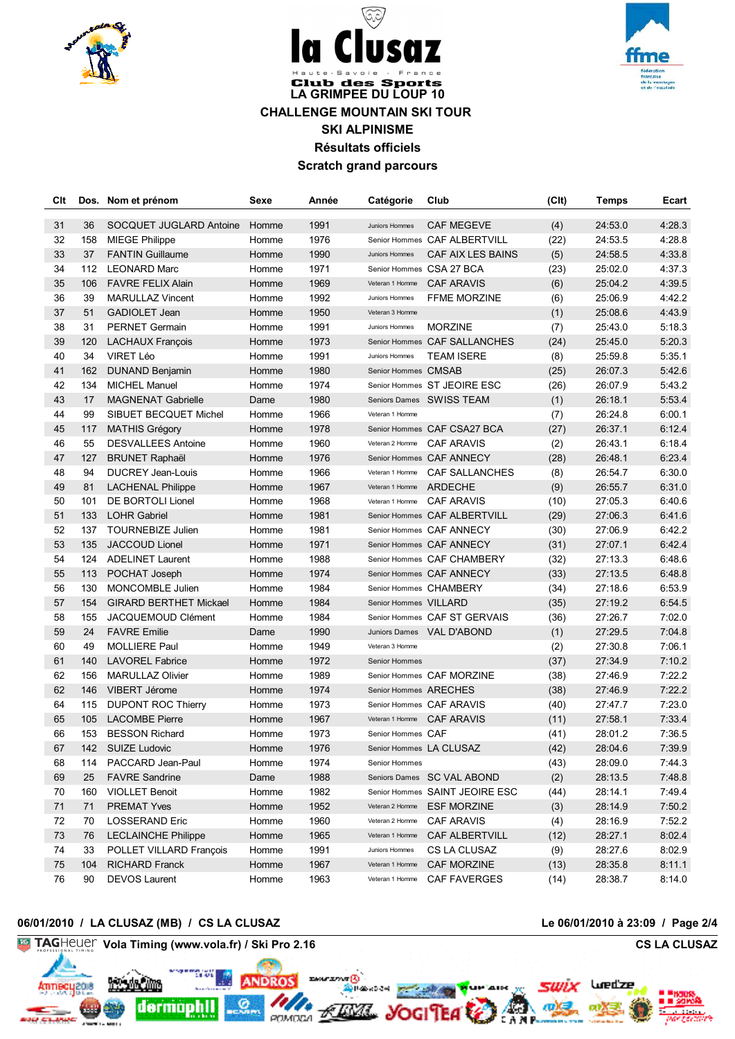# la Clusaz

Haute-Savoie - France

Club des Sports

## LA GRIMPEE DU LOUP 10

## CHALLENGE MOUNTAIN SKI TOUR

## SKI ALPINISME

### Résultats officiels

### Scratch grand parcours

| Clt | Dos. | Nom et prénom | Sexe | Année | Catégorie | Club | (Clt) | Temps | Ecart |
|---|---|---|---|---|---|---|---|---|---|
| 31 | 36 | SOCQUET JUGLARD Antoine | Homme | 1991 | Juniors Hommes | CAF MEGEVE | (4) | 24:53.0 | 4:28.3 |
| 32 | 158 | MIEGE Philippe | Homme | 1976 | Senior Hommes | CAF ALBERTVILL | (22) | 24:53.5 | 4:28.8 |
| 33 | 37 | FANTIN Guillaume | Homme | 1990 | Juniors Hommes | CAF AIX LES BAINS | (5) | 24:58.5 | 4:33.8 |
| 34 | 112 | LEONARD Marc | Homme | 1971 | Senior Hommes | CSA 27 BCA | (23) | 25:02.0 | 4:37.3 |
| 35 | 106 | FAVRE FELIX Alain | Homme | 1969 | Veteran 1 Homme | CAF ARAVIS | (6) | 25:04.2 | 4:39.5 |
| 36 | 39 | MARULLAZ Vincent | Homme | 1992 | Juniors Hommes | FFME MORZINE | (6) | 25:06.9 | 4:42.2 |
| 37 | 51 | GADIOLET Jean | Homme | 1950 | Veteran 3 Homme | | (1) | 25:08.6 | 4:43.9 |
| 38 | 31 | PERNET Germain | Homme | 1991 | Juniors Hommes | MORZINE | (7) | 25:43.0 | 5:18.3 |
| 39 | 120 | LACHAUX François | Homme | 1973 | Senior Hommes | CAF SALLANCHES | (24) | 25:45.0 | 5:20.3 |
| 40 | 34 | VIRET Léo | Homme | 1991 | Juniors Hommes | TEAM ISERE | (8) | 25:59.8 | 5:35.1 |
| 41 | 162 | DUNAND Benjamin | Homme | 1980 | Senior Hommes | CMSAB | (25) | 26:07.3 | 5:42.6 |
| 42 | 134 | MICHEL Manuel | Homme | 1974 | Senior Hommes | ST JEOIRE ESC | (26) | 26:07.9 | 5:43.2 |
| 43 | 17 | MAGNENAT Gabrielle | Dame | 1980 | Seniors Dames | SWISS TEAM | (1) | 26:18.1 | 5:53.4 |
| 44 | 99 | SIBUET BECQUET Michel | Homme | 1966 | Veteran 1 Homme | | (7) | 26:24.8 | 6:00.1 |
| 45 | 117 | MATHIS Grégory | Homme | 1978 | Senior Hommes | CAF CSA27 BCA | (27) | 26:37.1 | 6:12.4 |
| 46 | 55 | DESVALLEES Antoine | Homme | 1960 | Veteran 2 Homme | CAF ARAVIS | (2) | 26:43.1 | 6:18.4 |
| 47 | 127 | BRUNET Raphaël | Homme | 1976 | Senior Hommes | CAF ANNECY | (28) | 26:48.1 | 6:23.4 |
| 48 | 94 | DUCREY Jean-Louis | Homme | 1966 | Veteran 1 Homme | CAF SALLANCHES | (8) | 26:54.7 | 6:30.0 |
| 49 | 81 | LACHENAL Philippe | Homme | 1967 | Veteran 1 Homme | ARDECHE | (9) | 26:55.7 | 6:31.0 |
| 50 | 101 | DE BORTOLI Lionel | Homme | 1968 | Veteran 1 Homme | CAF ARAVIS | (10) | 27:05.3 | 6:40.6 |
| 51 | 133 | LOHR Gabriel | Homme | 1981 | Senior Hommes | CAF ALBERTVILL | (29) | 27:06.3 | 6:41.6 |
| 52 | 137 | TOURNEBIZE Julien | Homme | 1981 | Senior Hommes | CAF ANNECY | (30) | 27:06.9 | 6:42.2 |
| 53 | 135 | JACCOUD Lionel | Homme | 1971 | Senior Hommes | CAF ANNECY | (31) | 27:07.1 | 6:42.4 |
| 54 | 124 | ADELINET Laurent | Homme | 1988 | Senior Hommes | CAF CHAMBERY | (32) | 27:13.3 | 6:48.6 |
| 55 | 113 | POCHAT Joseph | Homme | 1974 | Senior Hommes | CAF ANNECY | (33) | 27:13.5 | 6:48.8 |
| 56 | 130 | MONCOMBLE Julien | Homme | 1984 | Senior Hommes | CHAMBERY | (34) | 27:18.6 | 6:53.9 |
| 57 | 154 | GIRARD BERTHET Mickael | Homme | 1984 | Senior Hommes | VILLARD | (35) | 27:19.2 | 6:54.5 |
| 58 | 155 | JACQUEMOUD Clément | Homme | 1984 | Senior Hommes | CAF ST GERVAIS | (36) | 27:26.7 | 7:02.0 |
| 59 | 24 | FAVRE Emilie | Dame | 1990 | Juniors Dames | VAL D'ABOND | (1) | 27:29.5 | 7:04.8 |
| 60 | 49 | MOLLIERE Paul | Homme | 1949 | Veteran 3 Homme | | (2) | 27:30.8 | 7:06.1 |
| 61 | 140 | LAVOREL Fabrice | Homme | 1972 | Senior Hommes | | (37) | 27:34.9 | 7:10.2 |
| 62 | 156 | MARULLAZ Olivier | Homme | 1989 | Senior Hommes | CAF MORZINE | (38) | 27:46.9 | 7:22.2 |
| 62 | 146 | VIBERT Jérome | Homme | 1974 | Senior Hommes | ARECHES | (38) | 27:46.9 | 7:22.2 |
| 64 | 115 | DUPONT ROC Thierry | Homme | 1973 | Senior Hommes | CAF ARAVIS | (40) | 27:47.7 | 7:23.0 |
| 65 | 105 | LACOMBE Pierre | Homme | 1967 | Veteran 1 Homme | CAF ARAVIS | (11) | 27:58.1 | 7:33.4 |
| 66 | 153 | BESSON Richard | Homme | 1973 | Senior Hommes | CAF | (41) | 28:01.2 | 7:36.5 |
| 67 | 142 | SUIZE Ludovic | Homme | 1976 | Senior Hommes | LA CLUSAZ | (42) | 28:04.6 | 7:39.9 |
| 68 | 114 | PACCARD Jean-Paul | Homme | 1974 | Senior Hommes | | (43) | 28:09.0 | 7:44.3 |
| 69 | 25 | FAVRE Sandrine | Dame | 1988 | Seniors Dames | SC VAL ABOND | (2) | 28:13.5 | 7:48.8 |
| 70 | 160 | VIOLLET Benoit | Homme | 1982 | Senior Hommes | SAINT JEOIRE ESC | (44) | 28:14.1 | 7:49.4 |
| 71 | 71 | PREMAT Yves | Homme | 1952 | Veteran 2 Homme | ESF MORZINE | (3) | 28:14.9 | 7:50.2 |
| 72 | 70 | LOSSERAND Eric | Homme | 1960 | Veteran 2 Homme | CAF ARAVIS | (4) | 28:16.9 | 7:52.2 |
| 73 | 76 | LECLAINCHE Philippe | Homme | 1965 | Veteran 1 Homme | CAF ALBERTVILL | (12) | 28:27.1 | 8:02.4 |
| 74 | 33 | POLLET VILLARD François | Homme | 1991 | Juniors Hommes | CS LA CLUSAZ | (9) | 28:27.6 | 8:02.9 |
| 75 | 104 | RICHARD Franck | Homme | 1967 | Veteran 1 Homme | CAF MORZINE | (13) | 28:35.8 | 8:11.1 |
| 76 | 90 | DEVOS Laurent | Homme | 1963 | Veteran 1 Homme | CAF FAVERGES | (14) | 28:38.7 | 8:14.0 |

06/01/2010 / LA CLUSAZ (MB) / CS LA CLUSAZ — Le 06/01/2010 à 23:09

TAGHeuer Vola Timing (www.vola.fr) / Ski Pro 2.16 — CS LA CLUSAZ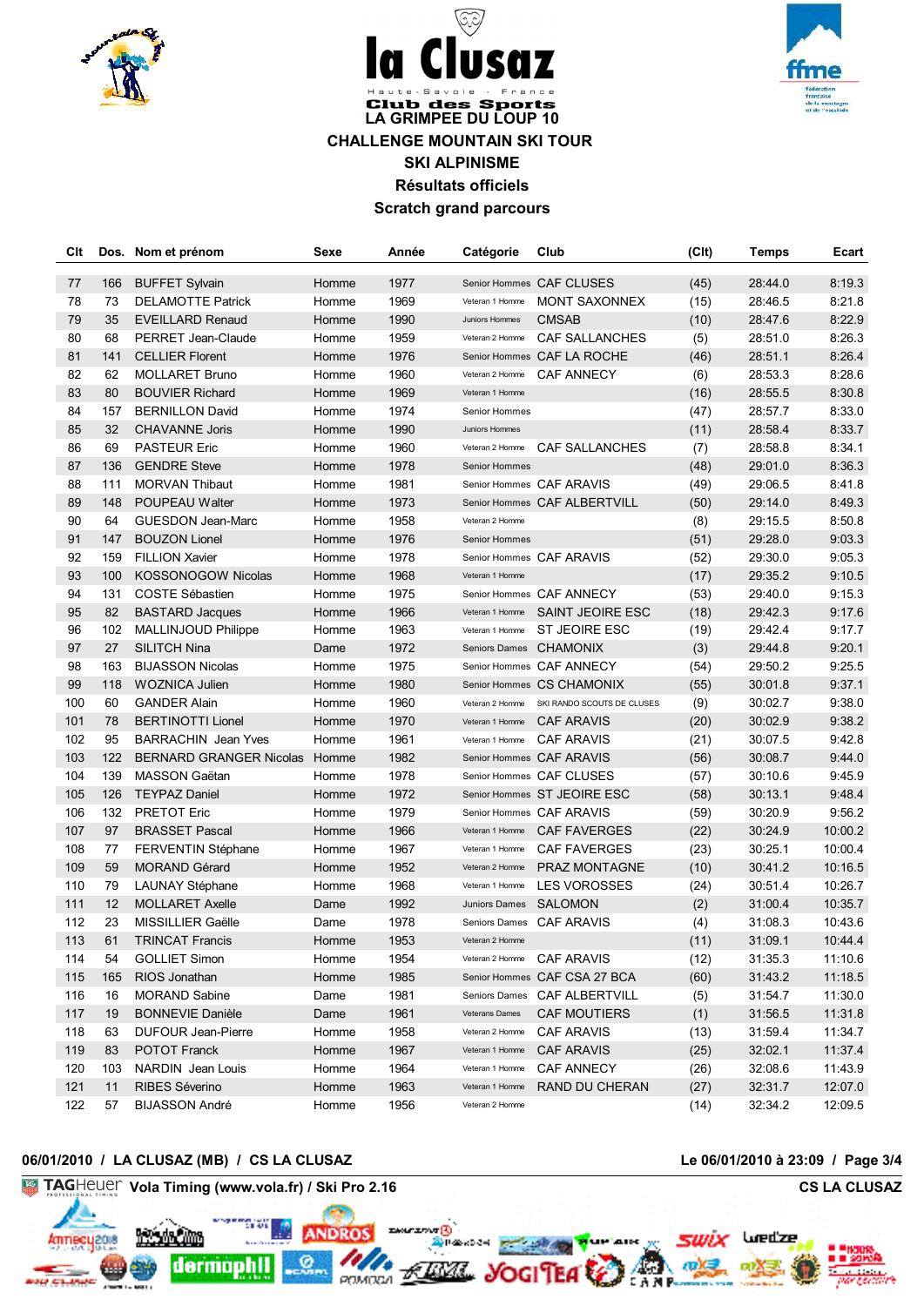# La Clusaz

Haute-Savoie - France

Club des Sports

## LA GRIMPEE DU LOUP 10

## CHALLENGE MOUNTAIN SKI TOUR

## SKI ALPINISME

## Résultats officiels

## Scratch grand parcours

| Clt | Dos. | Nom et prénom | Sexe | Année | Catégorie | Club | (Clt) | Temps | Ecart |
|---|---|---|---|---|---|---|---|---|---|
| 77 | 166 | BUFFET Sylvain | Homme | 1977 | Senior Hommes | CAF CLUSES | (45) | 28:44.0 | 8:19.3 |
| 78 | 73 | DELAMOTTE Patrick | Homme | 1969 | Veteran 1 Homme | MONT SAXONNEX | (15) | 28:46.5 | 8:21.8 |
| 79 | 35 | EVEILLARD Renaud | Homme | 1990 | Juniors Hommes | CMSAB | (10) | 28:47.6 | 8:22.9 |
| 80 | 68 | PERRET Jean-Claude | Homme | 1959 | Veteran 2 Homme | CAF SALLANCHES | (5) | 28:51.0 | 8:26.3 |
| 81 | 141 | CELLIER Florent | Homme | 1976 | Senior Hommes | CAF LA ROCHE | (46) | 28:51.1 | 8:26.4 |
| 82 | 62 | MOLLARET Bruno | Homme | 1960 | Veteran 2 Homme | CAF ANNECY | (6) | 28:53.3 | 8:28.6 |
| 83 | 80 | BOUVIER Richard | Homme | 1969 | Veteran 1 Homme | | (16) | 28:55.5 | 8:30.8 |
| 84 | 157 | BERNILLON David | Homme | 1974 | Senior Hommes | | (47) | 28:57.7 | 8:33.0 |
| 85 | 32 | CHAVANNE Joris | Homme | 1990 | Juniors Hommes | | (11) | 28:58.4 | 8:33.7 |
| 86 | 69 | PASTEUR Eric | Homme | 1960 | Veteran 2 Homme | CAF SALLANCHES | (7) | 28:58.8 | 8:34.1 |
| 87 | 136 | GENDRE Steve | Homme | 1978 | Senior Hommes | | (48) | 29:01.0 | 8:36.3 |
| 88 | 111 | MORVAN Thibaut | Homme | 1981 | Senior Hommes | CAF ARAVIS | (49) | 29:06.5 | 8:41.8 |
| 89 | 148 | POUPEAU Walter | Homme | 1973 | Senior Hommes | CAF ALBERTVILL | (50) | 29:14.0 | 8:49.3 |
| 90 | 64 | GUESDON Jean-Marc | Homme | 1958 | Veteran 2 Homme | | (8) | 29:15.5 | 8:50.8 |
| 91 | 147 | BOUZON Lionel | Homme | 1976 | Senior Hommes | | (51) | 29:28.0 | 9:03.3 |
| 92 | 159 | FILLION Xavier | Homme | 1978 | Senior Hommes | CAF ARAVIS | (52) | 29:30.0 | 9:05.3 |
| 93 | 100 | KOSSONOGOW Nicolas | Homme | 1968 | Veteran 1 Homme | | (17) | 29:35.2 | 9:10.5 |
| 94 | 131 | COSTE Sébastien | Homme | 1975 | Senior Hommes | CAF ANNECY | (53) | 29:40.0 | 9:15.3 |
| 95 | 82 | BASTARD Jacques | Homme | 1966 | Veteran 1 Homme | SAINT JEOIRE ESC | (18) | 29:42.3 | 9:17.6 |
| 96 | 102 | MALLINJOUD Philippe | Homme | 1963 | Veteran 1 Homme | ST JEOIRE ESC | (19) | 29:42.4 | 9:17.7 |
| 97 | 27 | SILITCH Nina | Dame | 1972 | Seniors Dames | CHAMONIX | (3) | 29:44.8 | 9:20.1 |
| 98 | 163 | BIJASSON Nicolas | Homme | 1975 | Senior Hommes | CAF ANNECY | (54) | 29:50.2 | 9:25.5 |
| 99 | 118 | WOZNICA Julien | Homme | 1980 | Senior Hommes | CS CHAMONIX | (55) | 30:01.8 | 9:37.1 |
| 100 | 60 | GANDER Alain | Homme | 1960 | Veteran 2 Homme | SKI RANDO SCOUTS DE CLUSES | (9) | 30:02.7 | 9:38.0 |
| 101 | 78 | BERTINOTTI Lionel | Homme | 1970 | Veteran 1 Homme | CAF ARAVIS | (20) | 30:02.9 | 9:38.2 |
| 102 | 95 | BARRACHIN Jean Yves | Homme | 1961 | Veteran 1 Homme | CAF ARAVIS | (21) | 30:07.5 | 9:42.8 |
| 103 | 122 | BERNARD GRANGER Nicolas | Homme | 1982 | Senior Hommes | CAF ARAVIS | (56) | 30:08.7 | 9:44.0 |
| 104 | 139 | MASSON Gaëtan | Homme | 1978 | Senior Hommes | CAF CLUSES | (57) | 30:10.6 | 9:45.9 |
| 105 | 126 | TEYPAZ Daniel | Homme | 1972 | Senior Hommes | ST JEOIRE ESC | (58) | 30:13.1 | 9:48.4 |
| 106 | 132 | PRETOT Eric | Homme | 1979 | Senior Hommes | CAF ARAVIS | (59) | 30:20.9 | 9:56.2 |
| 107 | 97 | BRASSET Pascal | Homme | 1966 | Veteran 1 Homme | CAF FAVERGES | (22) | 30:24.9 | 10:00.2 |
| 108 | 77 | FERVENTIN Stéphane | Homme | 1967 | Veteran 1 Homme | CAF FAVERGES | (23) | 30:25.1 | 10:00.4 |
| 109 | 59 | MORAND Gérard | Homme | 1952 | Veteran 2 Homme | PRAZ MONTAGNE | (10) | 30:41.2 | 10:16.5 |
| 110 | 79 | LAUNAY Stéphane | Homme | 1968 | Veteran 1 Homme | LES VOROSSES | (24) | 30:51.4 | 10:26.7 |
| 111 | 12 | MOLLARET Axelle | Dame | 1992 | Juniors Dames | SALOMON | (2) | 31:00.4 | 10:35.7 |
| 112 | 23 | MISSILLIER Gaëlle | Dame | 1978 | Seniors Dames | CAF ARAVIS | (4) | 31:08.3 | 10:43.6 |
| 113 | 61 | TRINCAT Francis | Homme | 1953 | Veteran 2 Homme | | (11) | 31:09.1 | 10:44.4 |
| 114 | 54 | GOLLIET Simon | Homme | 1954 | Veteran 2 Homme | CAF ARAVIS | (12) | 31:35.3 | 11:10.6 |
| 115 | 165 | RIOS Jonathan | Homme | 1985 | Senior Hommes | CAF CSA 27 BCA | (60) | 31:43.2 | 11:18.5 |
| 116 | 16 | MORAND Sabine | Dame | 1981 | Seniors Dames | CAF ALBERTVILL | (5) | 31:54.7 | 11:30.0 |
| 117 | 19 | BONNEVIE Danièle | Dame | 1961 | Veterans Dames | CAF MOUTIERS | (1) | 31:56.5 | 11:31.8 |
| 118 | 63 | DUFOUR Jean-Pierre | Homme | 1958 | Veteran 2 Homme | CAF ARAVIS | (13) | 31:59.4 | 11:34.7 |
| 119 | 83 | POTOT Franck | Homme | 1967 | Veteran 1 Homme | CAF ARAVIS | (25) | 32:02.1 | 11:37.4 |
| 120 | 103 | NARDIN Jean Louis | Homme | 1964 | Veteran 1 Homme | CAF ANNECY | (26) | 32:08.6 | 11:43.9 |
| 121 | 11 | RIBES Séverino | Homme | 1963 | Veteran 1 Homme | RAND DU CHERAN | (27) | 32:31.7 | 12:07.0 |
| 122 | 57 | BIJASSON André | Homme | 1956 | Veteran 2 Homme | | (14) | 32:34.2 | 12:09.5 |

06/01/2010 / LA CLUSAZ (MB) / CS LA CLUSAZ — Le 06/01/2010 à 23:09

TAGHeuer Vola Timing (www.vola.fr) / Ski Pro 2.16 — CS LA CLUSAZ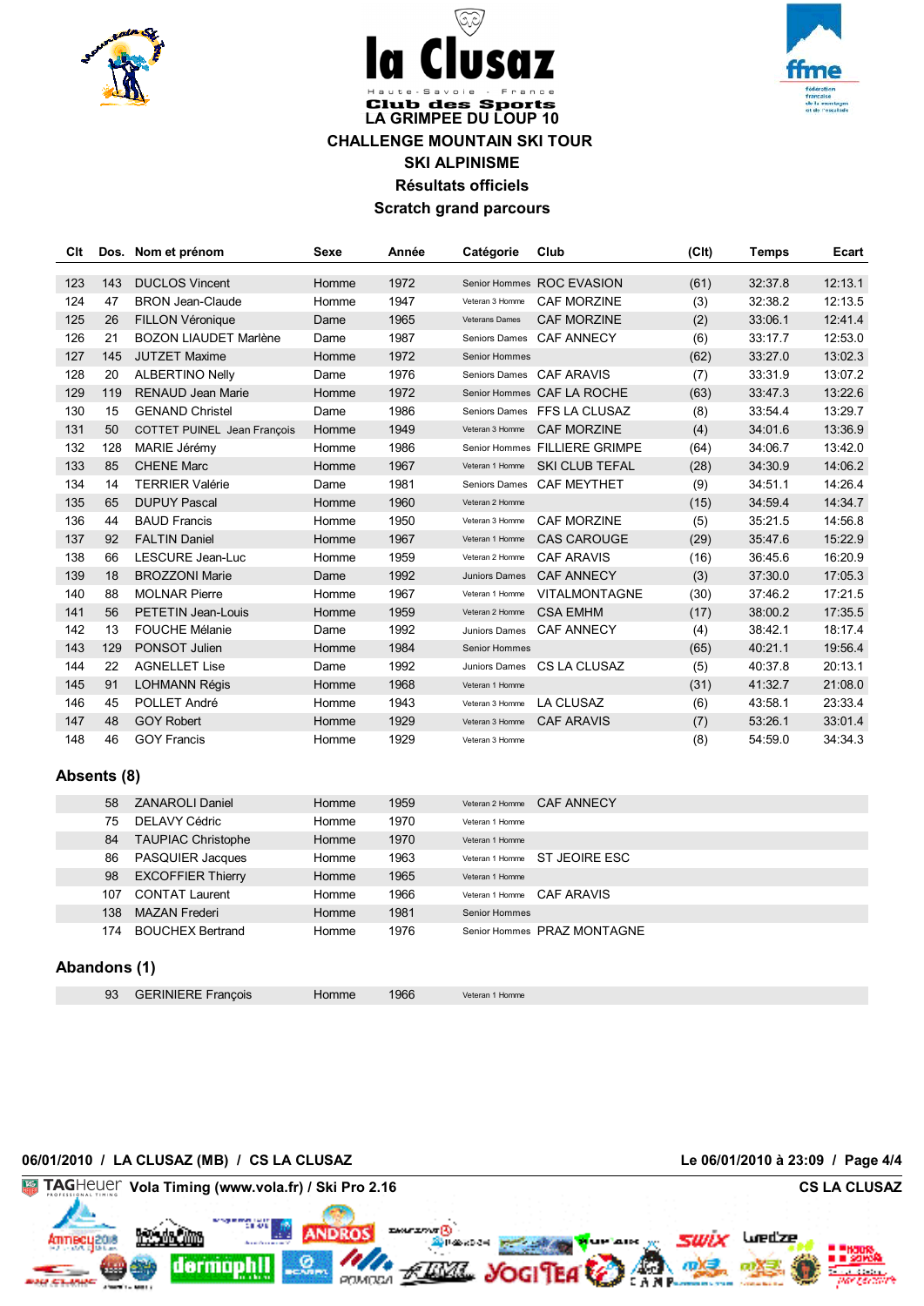# LA GRIMPEE DU LOUP 10

## CHALLENGE MOUNTAIN SKI TOUR

## SKI ALPINISME

## Résultats officiels

## Scratch grand parcours

| Clt | Dos. | Nom et prénom | Sexe | Année | Catégorie | Club | (Clt) | Temps | Ecart |
|---|---|---|---|---|---|---|---|---|---|
| 123 | 143 | DUCLOS Vincent | Homme | 1972 | Senior Hommes | ROC EVASION | (61) | 32:37.8 | 12:13.1 |
| 124 | 47 | BRON Jean-Claude | Homme | 1947 | Veteran 3 Homme | CAF MORZINE | (3) | 32:38.2 | 12:13.5 |
| 125 | 26 | FILLON Véronique | Dame | 1965 | Veterans Dames | CAF MORZINE | (2) | 33:06.1 | 12:41.4 |
| 126 | 21 | BOZON LIAUDET Marlène | Dame | 1987 | Seniors Dames | CAF ANNECY | (6) | 33:17.7 | 12:53.0 |
| 127 | 145 | JUTZET Maxime | Homme | 1972 | Senior Hommes | | (62) | 33:27.0 | 13:02.3 |
| 128 | 20 | ALBERTINO Nelly | Dame | 1976 | Seniors Dames | CAF ARAVIS | (7) | 33:31.9 | 13:07.2 |
| 129 | 119 | RENAUD Jean Marie | Homme | 1972 | Senior Hommes | CAF LA ROCHE | (63) | 33:47.3 | 13:22.6 |
| 130 | 15 | GENAND Christel | Dame | 1986 | Seniors Dames | FFS LA CLUSAZ | (8) | 33:54.4 | 13:29.7 |
| 131 | 50 | COTTET PUINEL Jean François | Homme | 1949 | Veteran 3 Homme | CAF MORZINE | (4) | 34:01.6 | 13:36.9 |
| 132 | 128 | MARIE Jérémy | Homme | 1986 | Senior Hommes | FILLIERE GRIMPE | (64) | 34:06.7 | 13:42.0 |
| 133 | 85 | CHENE Marc | Homme | 1967 | Veteran 1 Homme | SKI CLUB TEFAL | (28) | 34:30.9 | 14:06.2 |
| 134 | 14 | TERRIER Valérie | Dame | 1981 | Seniors Dames | CAF MEYTHET | (9) | 34:51.1 | 14:26.4 |
| 135 | 65 | DUPUY Pascal | Homme | 1960 | Veteran 2 Homme | | (15) | 34:59.4 | 14:34.7 |
| 136 | 44 | BAUD Francis | Homme | 1950 | Veteran 3 Homme | CAF MORZINE | (5) | 35:21.5 | 14:56.8 |
| 137 | 92 | FALTIN Daniel | Homme | 1967 | Veteran 1 Homme | CAS CAROUGE | (29) | 35:47.6 | 15:22.9 |
| 138 | 66 | LESCURE Jean-Luc | Homme | 1959 | Veteran 2 Homme | CAF ARAVIS | (16) | 36:45.6 | 16:20.9 |
| 139 | 18 | BROZZONI Marie | Dame | 1992 | Juniors Dames | CAF ANNECY | (3) | 37:30.0 | 17:05.3 |
| 140 | 88 | MOLNAR Pierre | Homme | 1967 | Veteran 1 Homme | VITALMONTAGNE | (30) | 37:46.2 | 17:21.5 |
| 141 | 56 | PETETIN Jean-Louis | Homme | 1959 | Veteran 2 Homme | CSA EMHM | (17) | 38:00.2 | 17:35.5 |
| 142 | 13 | FOUCHE Mélanie | Dame | 1992 | Juniors Dames | CAF ANNECY | (4) | 38:42.1 | 18:17.4 |
| 143 | 129 | PONSOT Julien | Homme | 1984 | Senior Hommes | | (65) | 40:21.1 | 19:56.4 |
| 144 | 22 | AGNELLET Lise | Dame | 1992 | Juniors Dames | CS LA CLUSAZ | (5) | 40:37.8 | 20:13.1 |
| 145 | 91 | LOHMANN Régis | Homme | 1968 | Veteran 1 Homme | | (31) | 41:32.7 | 21:08.0 |
| 146 | 45 | POLLET André | Homme | 1943 | Veteran 3 Homme | LA CLUSAZ | (6) | 43:58.1 | 23:33.4 |
| 147 | 48 | GOY Robert | Homme | 1929 | Veteran 3 Homme | CAF ARAVIS | (7) | 53:26.1 | 33:01.4 |
| 148 | 46 | GOY Francis | Homme | 1929 | Veteran 3 Homme | | (8) | 54:59.0 | 34:34.3 |

## Absents (8)

| | Dos. | Nom et prénom | Sexe | Année | Catégorie | Club |
|---|---|---|---|---|---|---|
| | 58 | ZANAROLI Daniel | Homme | 1959 | Veteran 2 Homme | CAF ANNECY |
| | 75 | DELAVY Cédric | Homme | 1970 | Veteran 1 Homme | |
| | 84 | TAUPIAC Christophe | Homme | 1970 | Veteran 1 Homme | |
| | 86 | PASQUIER Jacques | Homme | 1963 | Veteran 1 Homme | ST JEOIRE ESC |
| | 98 | EXCOFFIER Thierry | Homme | 1965 | Veteran 1 Homme | |
| | 107 | CONTAT Laurent | Homme | 1966 | Veteran 1 Homme | CAF ARAVIS |
| | 138 | MAZAN Frederi | Homme | 1981 | Senior Hommes | |
| | 174 | BOUCHEX Bertrand | Homme | 1976 | Senior Hommes | PRAZ MONTAGNE |

## Abandons (1)

| | Dos. | Nom et prénom | Sexe | Année | Catégorie |
|---|---|---|---|---|---|
| | 93 | GERINIERE François | Homme | 1966 | Veteran 1 Homme |

06/01/2010 / LA CLUSAZ (MB) / CS LA CLUSAZ — Le 06/01/2010 à 23:09

TAGHeuer Vola Timing (www.vola.fr) / Ski Pro 2.16 — CS LA CLUSAZ